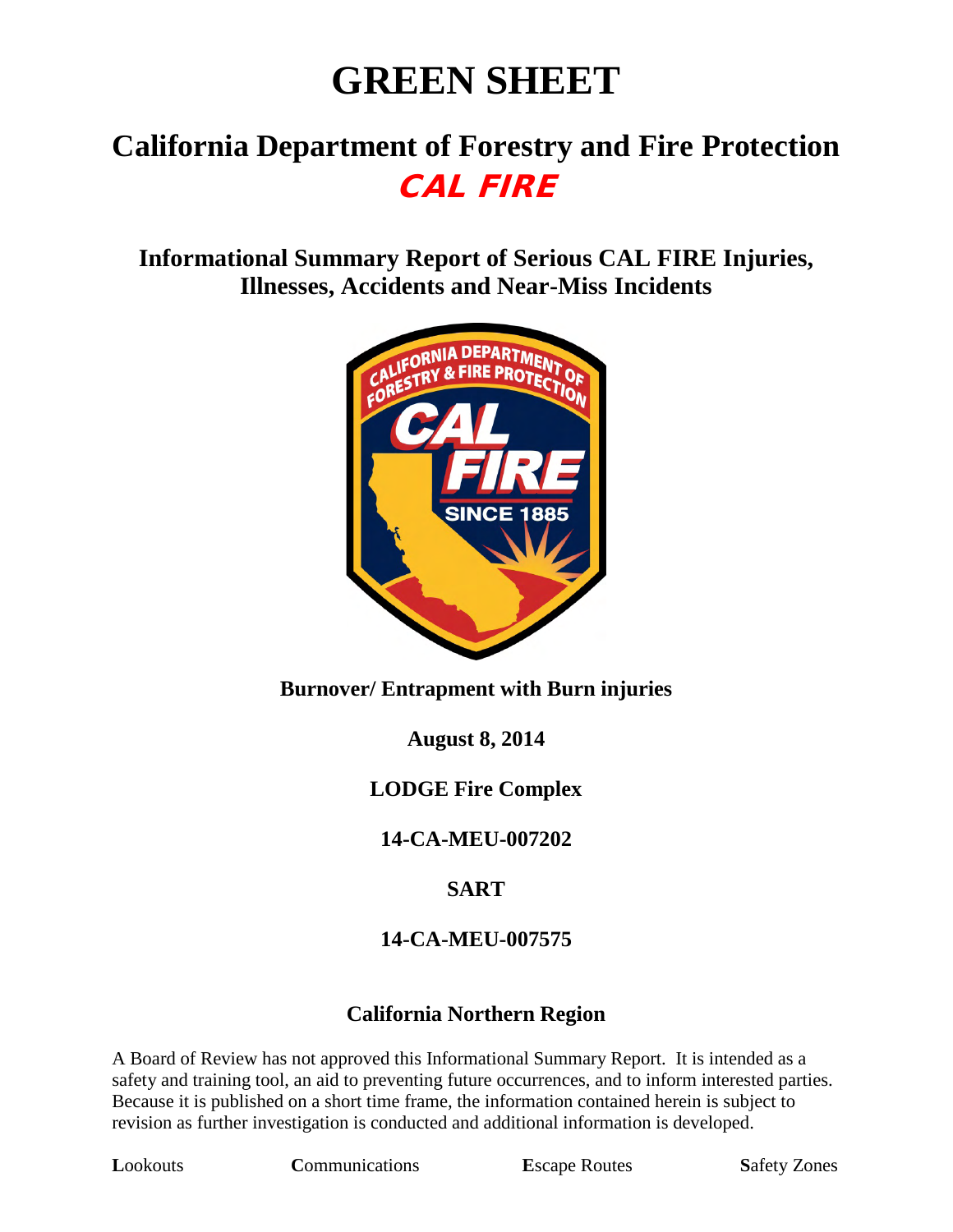# GREEN SHEET

## California Department of Forestry and Fire Protection
## *CAL FIRE*

### Informational Summary Report of Serious CAL FIRE Injuries, Illnesses, Accidents and Near-Miss Incidents

**Burnover/ Entrapment with Burn injuries**

**August 8, 2014**

**LODGE Fire Complex**

**14-CA-MEU-007202**

**SART**

**14-CA-MEU-007575**

### California Northern Region

A Board of Review has not approved this Informational Summary Report. It is intended as a safety and training tool, an aid to preventing future occurrences, and to inform interested parties. Because it is published on a short time frame, the information contained herein is subject to revision as further investigation is conducted and additional information is developed.

**L**ookouts **C**ommunications **E**scape Routes **S**afety Zones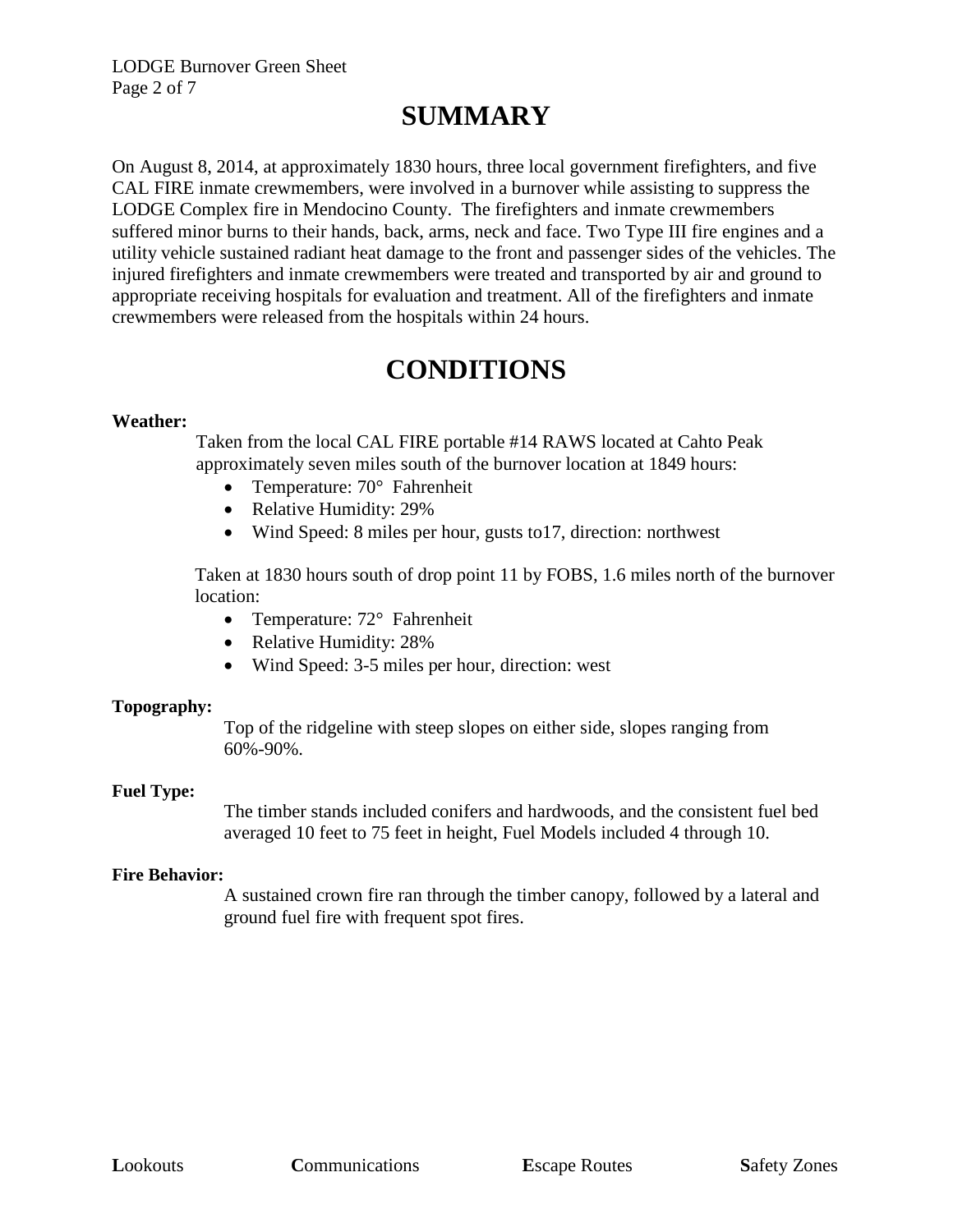# SUMMARY

On August 8, 2014, at approximately 1830 hours, three local government firefighters, and five CAL FIRE inmate crewmembers, were involved in a burnover while assisting to suppress the LODGE Complex fire in Mendocino County. The firefighters and inmate crewmembers suffered minor burns to their hands, back, arms, neck and face. Two Type III fire engines and a utility vehicle sustained radiant heat damage to the front and passenger sides of the vehicles. The injured firefighters and inmate crewmembers were treated and transported by air and ground to appropriate receiving hospitals for evaluation and treatment. All of the firefighters and inmate crewmembers were released from the hospitals within 24 hours.

# CONDITIONS

**Weather:**

Taken from the local CAL FIRE portable #14 RAWS located at Cahto Peak approximately seven miles south of the burnover location at 1849 hours:

- Temperature: 70° Fahrenheit
- Relative Humidity: 29%
- Wind Speed: 8 miles per hour, gusts to17, direction: northwest

Taken at 1830 hours south of drop point 11 by FOBS, 1.6 miles north of the burnover location:

- Temperature: 72° Fahrenheit
- Relative Humidity: 28%
- Wind Speed: 3-5 miles per hour, direction: west

**Topography:**

Top of the ridgeline with steep slopes on either side, slopes ranging from 60%-90%.

**Fuel Type:**

The timber stands included conifers and hardwoods, and the consistent fuel bed averaged 10 feet to 75 feet in height, Fuel Models included 4 through 10.

**Fire Behavior:**

A sustained crown fire ran through the timber canopy, followed by a lateral and ground fuel fire with frequent spot fires.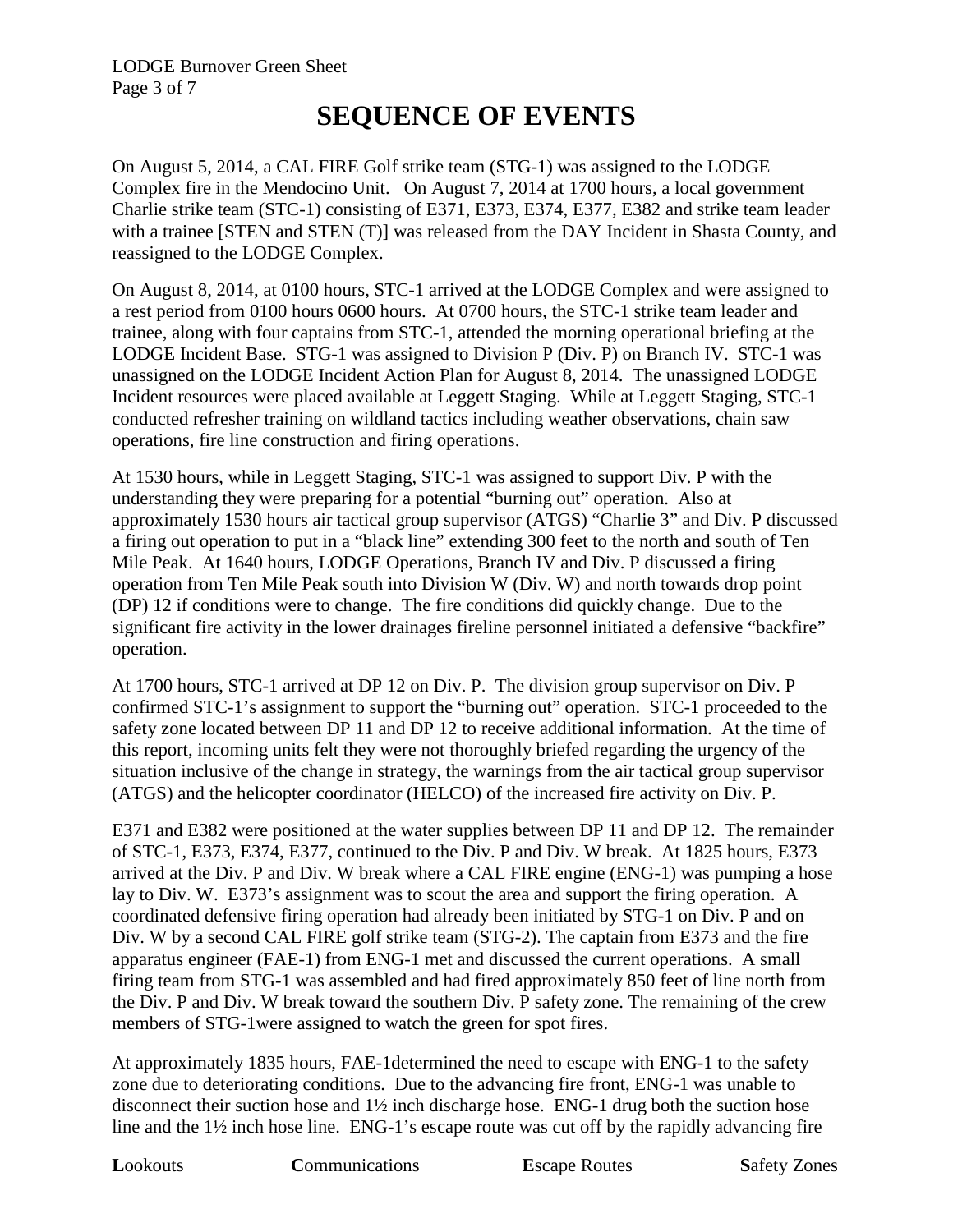# SEQUENCE OF EVENTS

On August 5, 2014, a CAL FIRE Golf strike team (STG-1) was assigned to the LODGE Complex fire in the Mendocino Unit. On August 7, 2014 at 1700 hours, a local government Charlie strike team (STC-1) consisting of E371, E373, E374, E377, E382 and strike team leader with a trainee [STEN and STEN (T)] was released from the DAY Incident in Shasta County, and reassigned to the LODGE Complex.

On August 8, 2014, at 0100 hours, STC-1 arrived at the LODGE Complex and were assigned to a rest period from 0100 hours 0600 hours. At 0700 hours, the STC-1 strike team leader and trainee, along with four captains from STC-1, attended the morning operational briefing at the LODGE Incident Base. STG-1 was assigned to Division P (Div. P) on Branch IV. STC-1 was unassigned on the LODGE Incident Action Plan for August 8, 2014. The unassigned LODGE Incident resources were placed available at Leggett Staging. While at Leggett Staging, STC-1 conducted refresher training on wildland tactics including weather observations, chain saw operations, fire line construction and firing operations.

At 1530 hours, while in Leggett Staging, STC-1 was assigned to support Div. P with the understanding they were preparing for a potential "burning out" operation. Also at approximately 1530 hours air tactical group supervisor (ATGS) "Charlie 3" and Div. P discussed a firing out operation to put in a "black line" extending 300 feet to the north and south of Ten Mile Peak. At 1640 hours, LODGE Operations, Branch IV and Div. P discussed a firing operation from Ten Mile Peak south into Division W (Div. W) and north towards drop point (DP) 12 if conditions were to change. The fire conditions did quickly change. Due to the significant fire activity in the lower drainages fireline personnel initiated a defensive "backfire" operation.

At 1700 hours, STC-1 arrived at DP 12 on Div. P. The division group supervisor on Div. P confirmed STC-1's assignment to support the "burning out" operation. STC-1 proceeded to the safety zone located between DP 11 and DP 12 to receive additional information. At the time of this report, incoming units felt they were not thoroughly briefed regarding the urgency of the situation inclusive of the change in strategy, the warnings from the air tactical group supervisor (ATGS) and the helicopter coordinator (HELCO) of the increased fire activity on Div. P.

E371 and E382 were positioned at the water supplies between DP 11 and DP 12. The remainder of STC-1, E373, E374, E377, continued to the Div. P and Div. W break. At 1825 hours, E373 arrived at the Div. P and Div. W break where a CAL FIRE engine (ENG-1) was pumping a hose lay to Div. W. E373's assignment was to scout the area and support the firing operation. A coordinated defensive firing operation had already been initiated by STG-1 on Div. P and on Div. W by a second CAL FIRE golf strike team (STG-2). The captain from E373 and the fire apparatus engineer (FAE-1) from ENG-1 met and discussed the current operations. A small firing team from STG-1 was assembled and had fired approximately 850 feet of line north from the Div. P and Div. W break toward the southern Div. P safety zone. The remaining of the crew members of STG-1were assigned to watch the green for spot fires.

At approximately 1835 hours, FAE-1determined the need to escape with ENG-1 to the safety zone due to deteriorating conditions. Due to the advancing fire front, ENG-1 was unable to disconnect their suction hose and 1½ inch discharge hose. ENG-1 drug both the suction hose line and the 1½ inch hose line. ENG-1's escape route was cut off by the rapidly advancing fire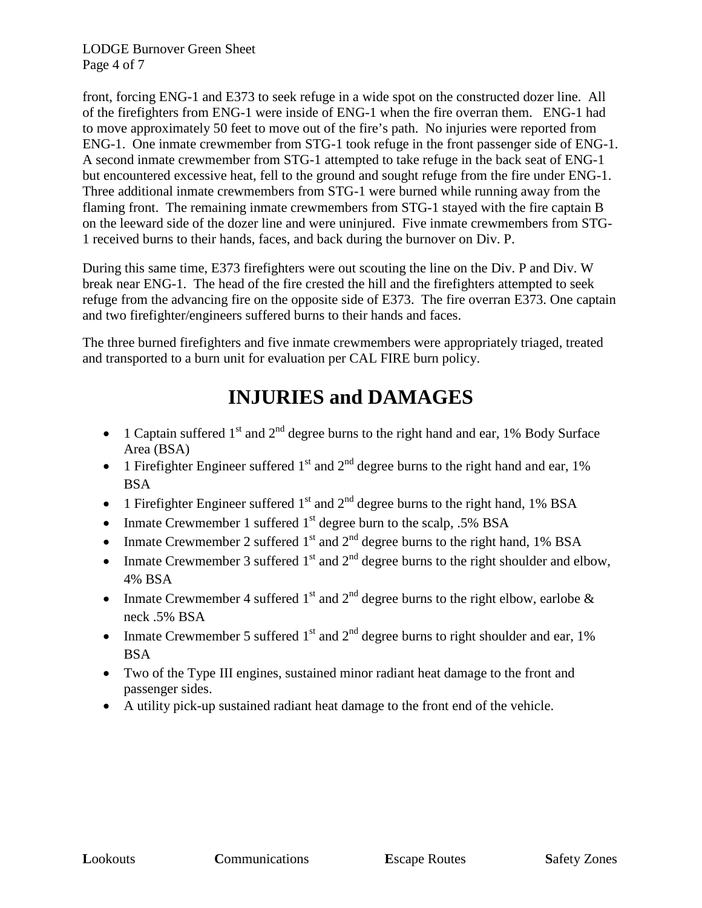front, forcing ENG-1 and E373 to seek refuge in a wide spot on the constructed dozer line. All of the firefighters from ENG-1 were inside of ENG-1 when the fire overran them. ENG-1 had to move approximately 50 feet to move out of the fire's path. No injuries were reported from ENG-1. One inmate crewmember from STG-1 took refuge in the front passenger side of ENG-1. A second inmate crewmember from STG-1 attempted to take refuge in the back seat of ENG-1 but encountered excessive heat, fell to the ground and sought refuge from the fire under ENG-1. Three additional inmate crewmembers from STG-1 were burned while running away from the flaming front. The remaining inmate crewmembers from STG-1 stayed with the fire captain B on the leeward side of the dozer line and were uninjured. Five inmate crewmembers from STG-1 received burns to their hands, faces, and back during the burnover on Div. P.

During this same time, E373 firefighters were out scouting the line on the Div. P and Div. W break near ENG-1. The head of the fire crested the hill and the firefighters attempted to seek refuge from the advancing fire on the opposite side of E373. The fire overran E373. One captain and two firefighter/engineers suffered burns to their hands and faces.

The three burned firefighters and five inmate crewmembers were appropriately triaged, treated and transported to a burn unit for evaluation per CAL FIRE burn policy.

# INJURIES and DAMAGES

- 1 Captain suffered 1st and 2nd degree burns to the right hand and ear, 1% Body Surface Area (BSA)
- 1 Firefighter Engineer suffered 1st and 2nd degree burns to the right hand and ear, 1% BSA
- 1 Firefighter Engineer suffered 1st and 2nd degree burns to the right hand, 1% BSA
- Inmate Crewmember 1 suffered 1st degree burn to the scalp, .5% BSA
- Inmate Crewmember 2 suffered 1st and 2nd degree burns to the right hand, 1% BSA
- Inmate Crewmember 3 suffered 1st and 2nd degree burns to the right shoulder and elbow, 4% BSA
- Inmate Crewmember 4 suffered 1st and 2nd degree burns to the right elbow, earlobe & neck .5% BSA
- Inmate Crewmember 5 suffered 1st and 2nd degree burns to right shoulder and ear, 1% BSA
- Two of the Type III engines, sustained minor radiant heat damage to the front and passenger sides.
- A utility pick-up sustained radiant heat damage to the front end of the vehicle.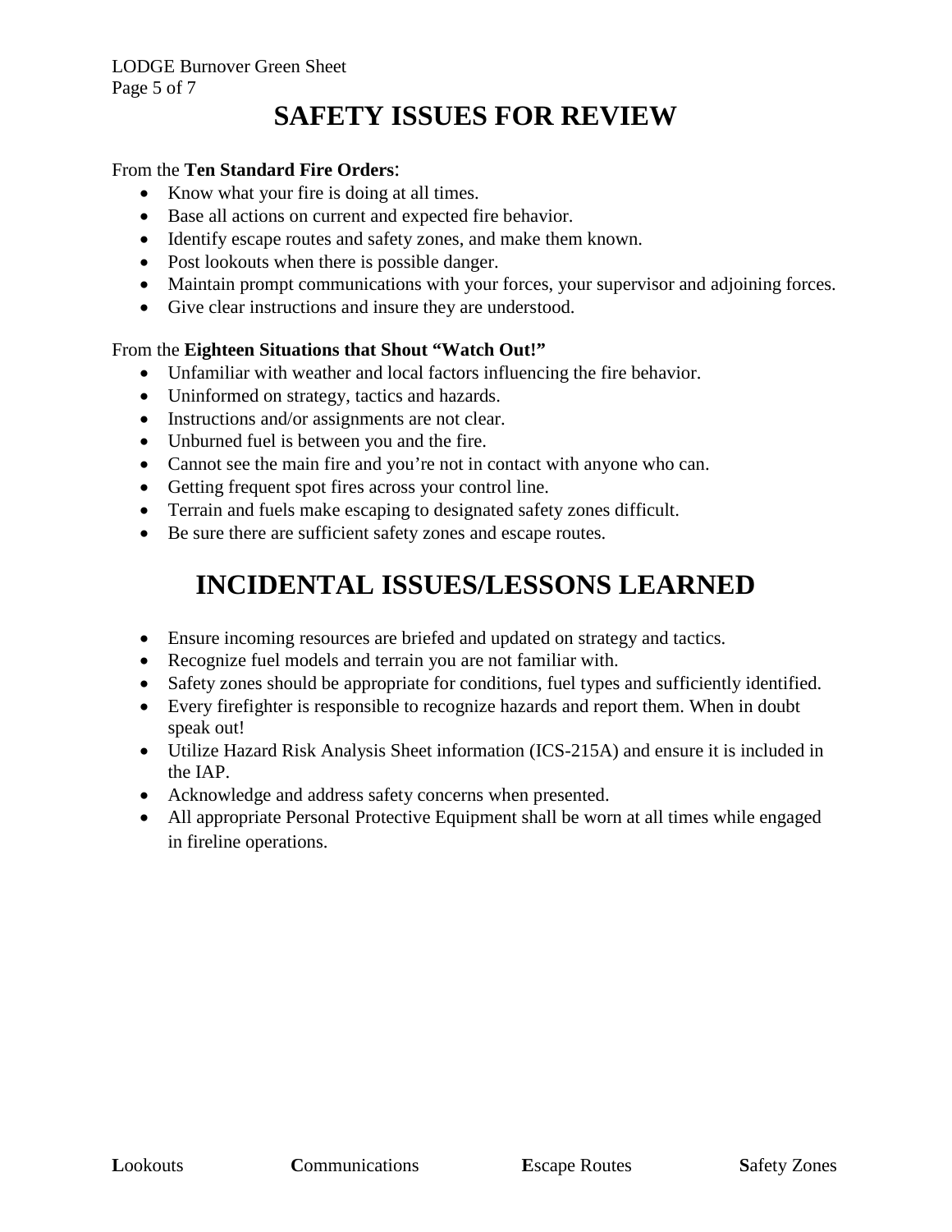# SAFETY ISSUES FOR REVIEW

From the **Ten Standard Fire Orders**:

- Know what your fire is doing at all times.
- Base all actions on current and expected fire behavior.
- Identify escape routes and safety zones, and make them known.
- Post lookouts when there is possible danger.
- Maintain prompt communications with your forces, your supervisor and adjoining forces.
- Give clear instructions and insure they are understood.

From the **Eighteen Situations that Shout "Watch Out!"**

- Unfamiliar with weather and local factors influencing the fire behavior.
- Uninformed on strategy, tactics and hazards.
- Instructions and/or assignments are not clear.
- Unburned fuel is between you and the fire.
- Cannot see the main fire and you're not in contact with anyone who can.
- Getting frequent spot fires across your control line.
- Terrain and fuels make escaping to designated safety zones difficult.
- Be sure there are sufficient safety zones and escape routes.

# INCIDENTAL ISSUES/LESSONS LEARNED

- Ensure incoming resources are briefed and updated on strategy and tactics.
- Recognize fuel models and terrain you are not familiar with.
- Safety zones should be appropriate for conditions, fuel types and sufficiently identified.
- Every firefighter is responsible to recognize hazards and report them. When in doubt speak out!
- Utilize Hazard Risk Analysis Sheet information (ICS-215A) and ensure it is included in the IAP.
- Acknowledge and address safety concerns when presented.
- All appropriate Personal Protective Equipment shall be worn at all times while engaged in fireline operations.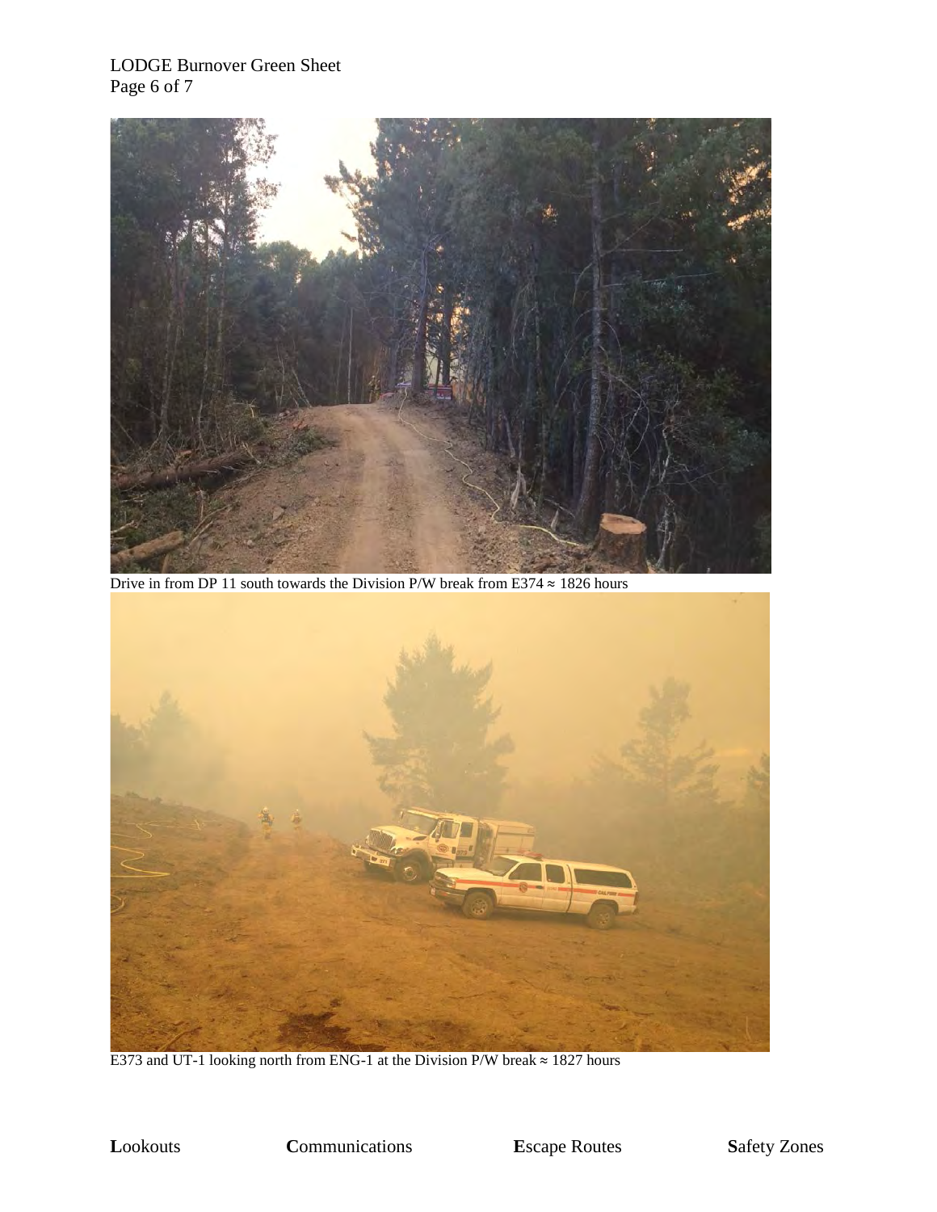Drive in from DP 11 south towards the Division P/W break from E374 ≈ 1826 hours

E373 and UT-1 looking north from ENG-1 at the Division P/W break ≈ 1827 hours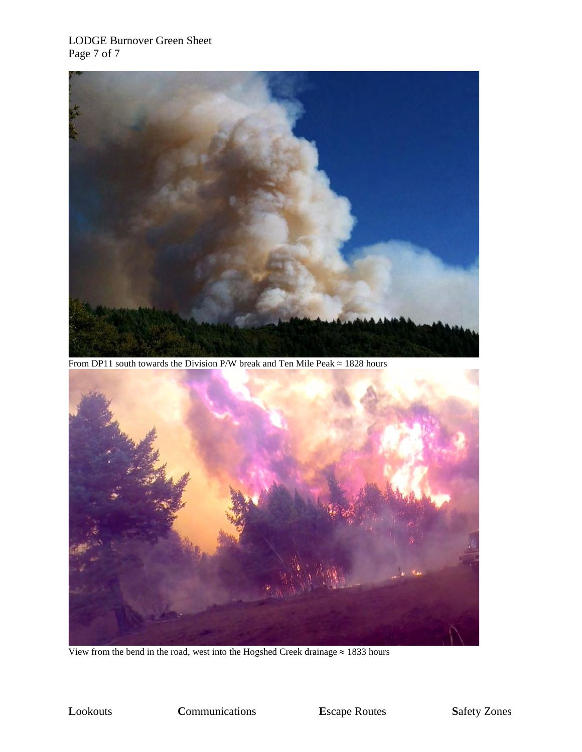From DP11 south towards the Division P/W break and Ten Mile Peak ≈ 1828 hours

View from the bend in the road, west into the Hogshed Creek drainage ≈ 1833 hours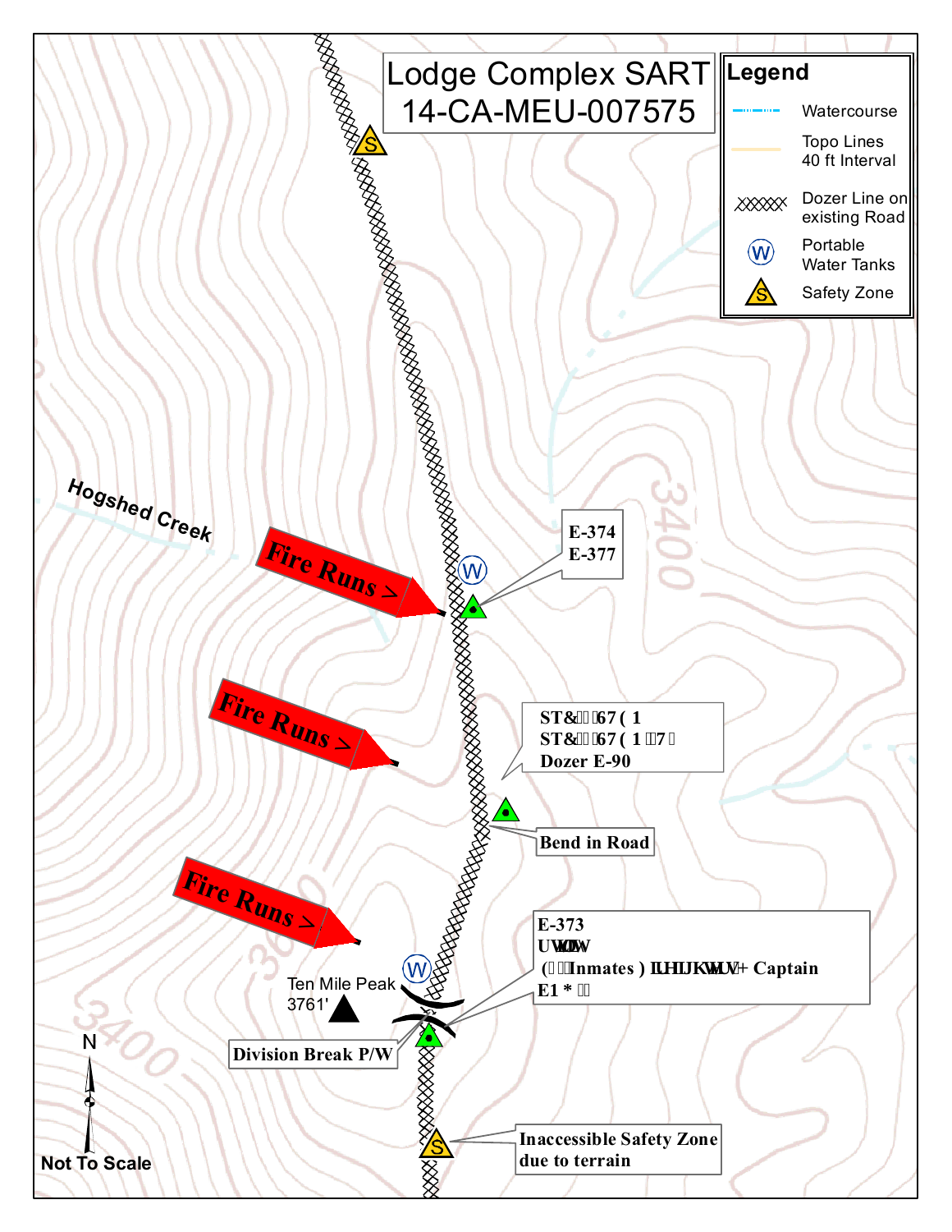# Lodge Complex SART
# 14-CA-MEU-007575

**Legend**

- Watercourse
- Topo Lines 40 ft Interval
- Dozer Line on existing Road
- Portable Water Tanks
- Safety Zone

Hogshed Creek

Fire Runs >

Fire Runs >

Fire Runs >

3400

3400

E-374
E-377

ST&67( 1
ST&67( 17
Dozer E-90

Bend in Road

E-373
UWW
(Inmates) LHLJKWV+ Captain
E1 *

Ten Mile Peak
3761'

Division Break P/W

Inaccessible Safety Zone due to terrain

N

Not To Scale